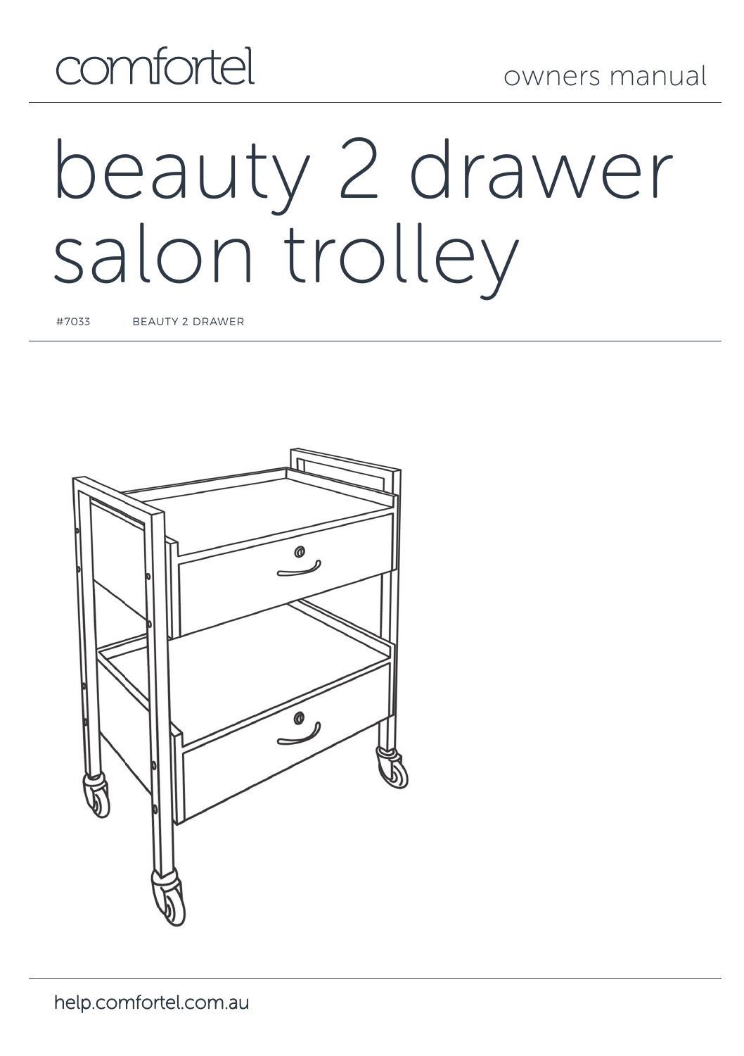comfortel

owners manual

# beauty 2 drawer salon trolley

#7033 BEAUTY 2 DRAWER

help.comfortel.com.au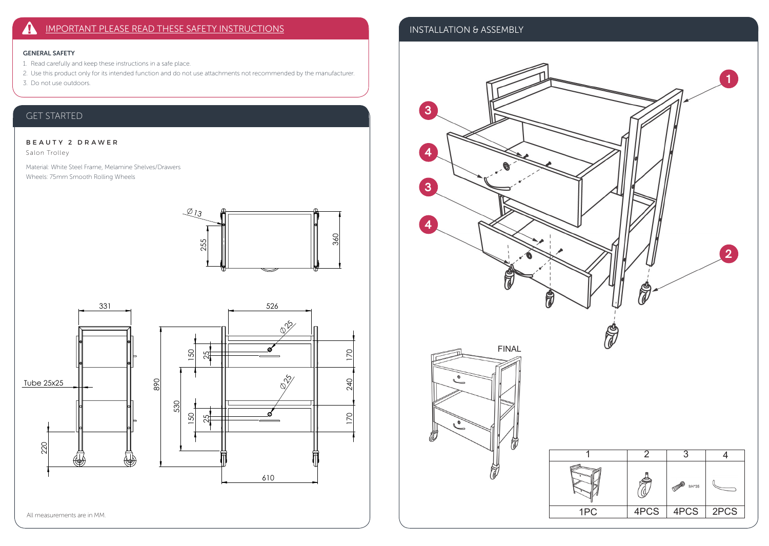## ⚠ IMPORTANT PLEASE READ THESE SAFETY INSTRUCTIONS

**GENERAL SAFETY**

1. Read carefully and keep these instructions in a safe place.
2. Use this product only for its intended function and do not use attachments not recommended by the manufacturer.
3. Do not use outdoors.

## GET STARTED

### BEAUTY 2 DRAWER

Salon Trolley

Material: White Steel Frame, Melamine Shelves/Drawers
Wheels: 75mm Smooth Rolling Wheels

Ø13
255
360
331
526
Ø25
150
25
170
Tube 25x25
890
530
240
Ø25
150
25
170
220
610

All measurements are in MM.

## INSTALLATION & ASSEMBLY

1
2
3
4
3
4

FINAL

| 1 | 2 | 3 | 4 |
|---|---|---|---|
| | | M4*35 | |
| 1PC | 4PCS | 4PCS | 2PCS |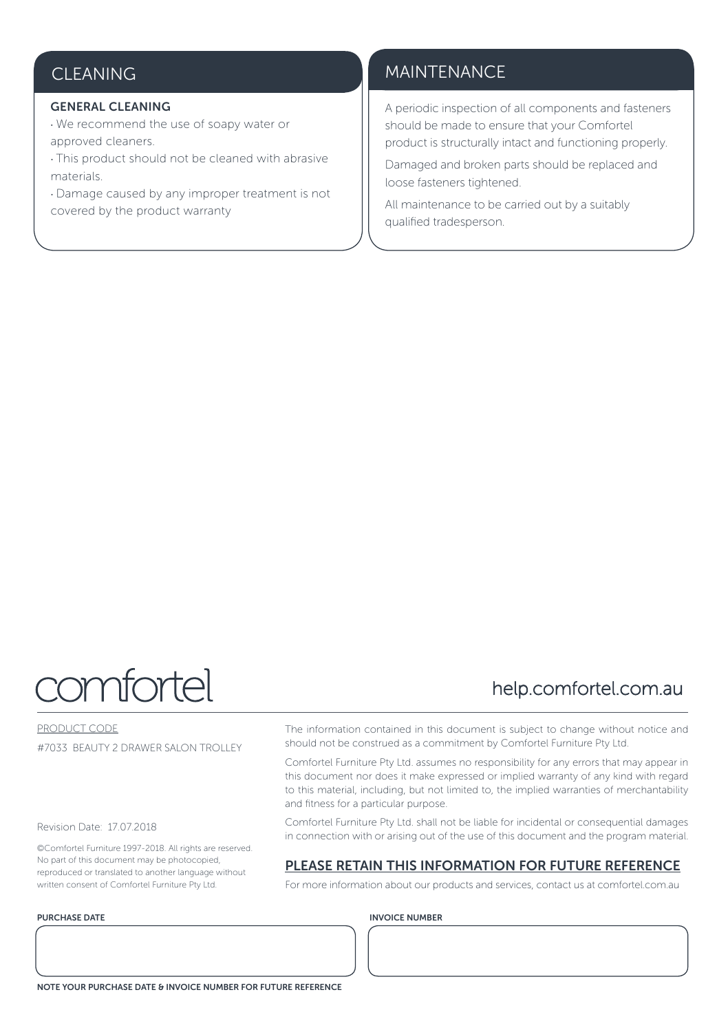## CLEANING

**GENERAL CLEANING**

- We recommend the use of soapy water or approved cleaners.
- This product should not be cleaned with abrasive materials.
- Damage caused by any improper treatment is not covered by the product warranty

## MAINTENANCE

A periodic inspection of all components and fasteners should be made to ensure that your Comfortel product is structurally intact and functioning properly.

Damaged and broken parts should be replaced and loose fasteners tightened.

All maintenance to be carried out by a suitably qualified tradesperson.

# comfortel

help.comfortel.com.au

PRODUCT CODE

#7033 BEAUTY 2 DRAWER SALON TROLLEY

Revision Date: 17.07.2018

©Comfortel Furniture 1997-2018. All rights are reserved. No part of this document may be photocopied, reproduced or translated to another language without written consent of Comfortel Furniture Pty Ltd.

The information contained in this document is subject to change without notice and should not be construed as a commitment by Comfortel Furniture Pty Ltd.

Comfortel Furniture Pty Ltd. assumes no responsibility for any errors that may appear in this document nor does it make expressed or implied warranty of any kind with regard to this material, including, but not limited to, the implied warranties of merchantability and fitness for a particular purpose.

Comfortel Furniture Pty Ltd. shall not be liable for incidental or consequential damages in connection with or arising out of the use of this document and the program material.

**PLEASE RETAIN THIS INFORMATION FOR FUTURE REFERENCE**

For more information about our products and services, contact us at comfortel.com.au

**PURCHASE DATE**

**INVOICE NUMBER**

**NOTE YOUR PURCHASE DATE & INVOICE NUMBER FOR FUTURE REFERENCE**